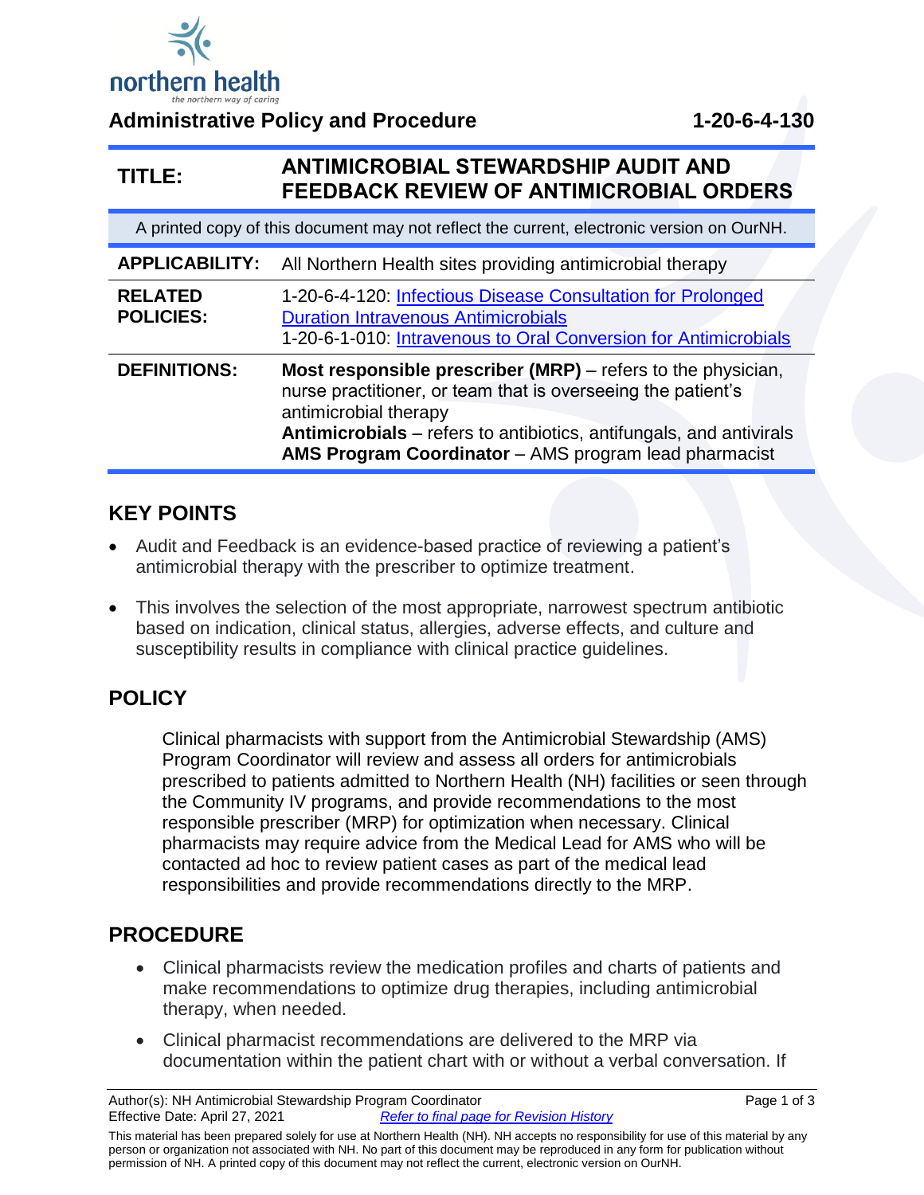# Administrative Policy and Procedure 1-20-6-4-130

| TITLE: | ANTIMICROBIAL STEWARDSHIP AUDIT AND FEEDBACK REVIEW OF ANTIMICROBIAL ORDERS |
| --- | --- |

A printed copy of this document may not reflect the current, electronic version on OurNH.

| | |
| --- | --- |
| **APPLICABILITY:** | All Northern Health sites providing antimicrobial therapy |
| **RELATED POLICIES:** | 1-20-6-4-120: Infectious Disease Consultation for Prolonged Duration Intravenous Antimicrobials<br>1-20-6-1-010: Intravenous to Oral Conversion for Antimicrobials |
| **DEFINITIONS:** | **Most responsible prescriber (MRP)** – refers to the physician, nurse practitioner, or team that is overseeing the patient's antimicrobial therapy<br>**Antimicrobials** – refers to antibiotics, antifungals, and antivirals<br>**AMS Program Coordinator** – AMS program lead pharmacist |

## KEY POINTS

- Audit and Feedback is an evidence-based practice of reviewing a patient's antimicrobial therapy with the prescriber to optimize treatment.
- This involves the selection of the most appropriate, narrowest spectrum antibiotic based on indication, clinical status, allergies, adverse effects, and culture and susceptibility results in compliance with clinical practice guidelines.

## POLICY

Clinical pharmacists with support from the Antimicrobial Stewardship (AMS) Program Coordinator will review and assess all orders for antimicrobials prescribed to patients admitted to Northern Health (NH) facilities or seen through the Community IV programs, and provide recommendations to the most responsible prescriber (MRP) for optimization when necessary. Clinical pharmacists may require advice from the Medical Lead for AMS who will be contacted ad hoc to review patient cases as part of the medical lead responsibilities and provide recommendations directly to the MRP.

## PROCEDURE

- Clinical pharmacists review the medication profiles and charts of patients and make recommendations to optimize drug therapies, including antimicrobial therapy, when needed.
- Clinical pharmacist recommendations are delivered to the MRP via documentation within the patient chart with or without a verbal conversation. If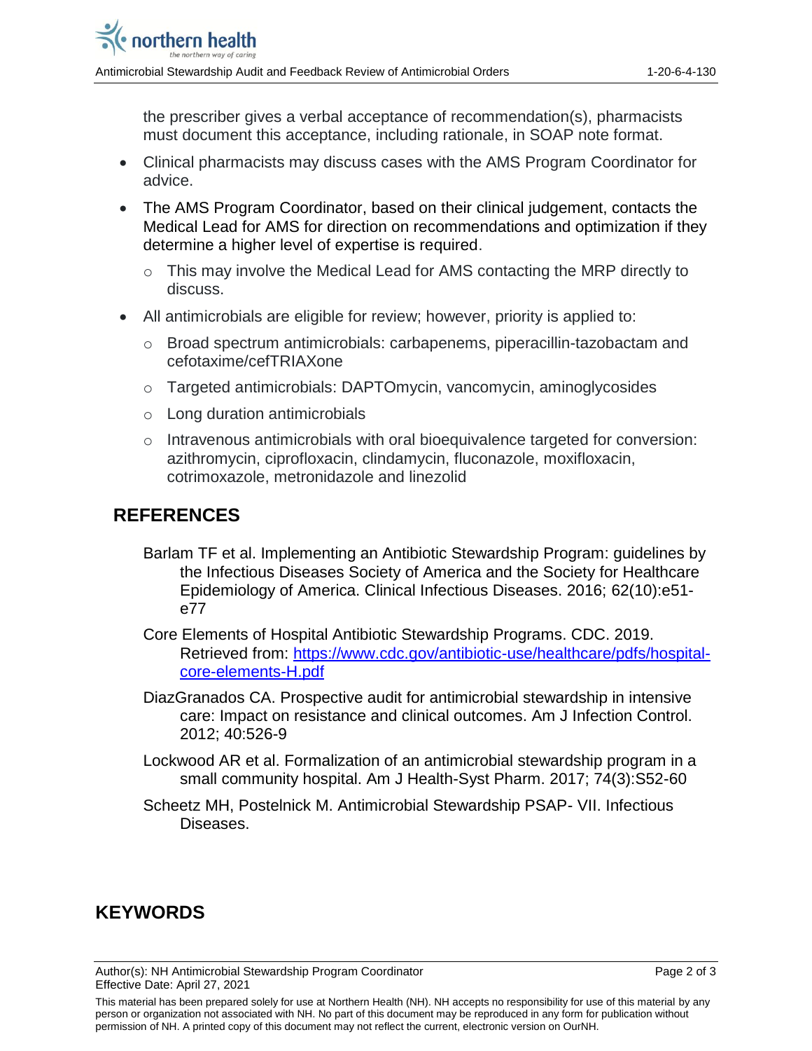the prescriber gives a verbal acceptance of recommendation(s), pharmacists must document this acceptance, including rationale, in SOAP note format.

- Clinical pharmacists may discuss cases with the AMS Program Coordinator for advice.
- The AMS Program Coordinator, based on their clinical judgement, contacts the Medical Lead for AMS for direction on recommendations and optimization if they determine a higher level of expertise is required.
  - This may involve the Medical Lead for AMS contacting the MRP directly to discuss.
- All antimicrobials are eligible for review; however, priority is applied to:
  - Broad spectrum antimicrobials: carbapenems, piperacillin-tazobactam and cefotaxime/cefTRIAXone
  - Targeted antimicrobials: DAPTOmycin, vancomycin, aminoglycosides
  - Long duration antimicrobials
  - Intravenous antimicrobials with oral bioequivalence targeted for conversion: azithromycin, ciprofloxacin, clindamycin, fluconazole, moxifloxacin, cotrimoxazole, metronidazole and linezolid

## REFERENCES

Barlam TF et al. Implementing an Antibiotic Stewardship Program: guidelines by the Infectious Diseases Society of America and the Society for Healthcare Epidemiology of America. Clinical Infectious Diseases. 2016; 62(10):e51-e77

Core Elements of Hospital Antibiotic Stewardship Programs. CDC. 2019. Retrieved from: [https://www.cdc.gov/antibiotic-use/healthcare/pdfs/hospital-core-elements-H.pdf](https://www.cdc.gov/antibiotic-use/healthcare/pdfs/hospital-core-elements-H.pdf)

DiazGranados CA. Prospective audit for antimicrobial stewardship in intensive care: Impact on resistance and clinical outcomes. Am J Infection Control. 2012; 40:526-9

Lockwood AR et al. Formalization of an antimicrobial stewardship program in a small community hospital. Am J Health-Syst Pharm. 2017; 74(3):S52-60

Scheetz MH, Postelnick M. Antimicrobial Stewardship PSAP- VII. Infectious Diseases.

## KEYWORDS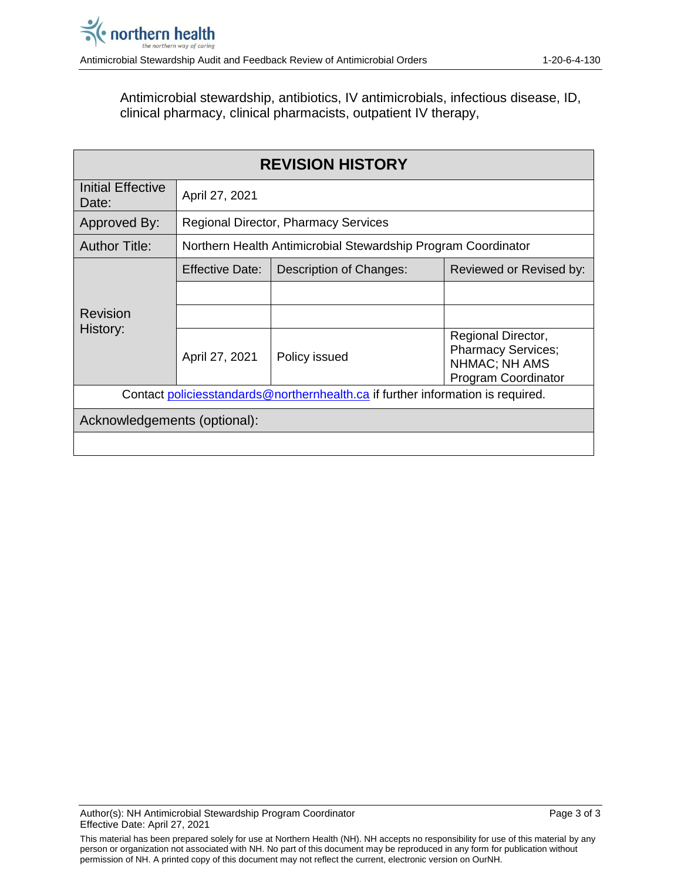Antimicrobial stewardship, antibiotics, IV antimicrobials, infectious disease, ID, clinical pharmacy, clinical pharmacists, outpatient IV therapy,

| REVISION HISTORY | | | |
|---|---|---|---|
| Initial Effective Date: | April 27, 2021 | | |
| Approved By: | Regional Director, Pharmacy Services | | |
| Author Title: | Northern Health Antimicrobial Stewardship Program Coordinator | | |
| Revision History: | Effective Date: | Description of Changes: | Reviewed or Revised by: |
| | | | |
| | | | |
| | April 27, 2021 | Policy issued | Regional Director, Pharmacy Services; NHMAC; NH AMS Program Coordinator |
| Contact policiesstandards@northernhealth.ca if further information is required. | | | |
| Acknowledgements (optional): | | | |
| | | | |

Author(s): NH Antimicrobial Stewardship Program Coordinator
Effective Date: April 27, 2021

This material has been prepared solely for use at Northern Health (NH). NH accepts no responsibility for use of this material by any person or organization not associated with NH. No part of this document may be reproduced in any form for publication without permission of NH. A printed copy of this document may not reflect the current, electronic version on OurNH.